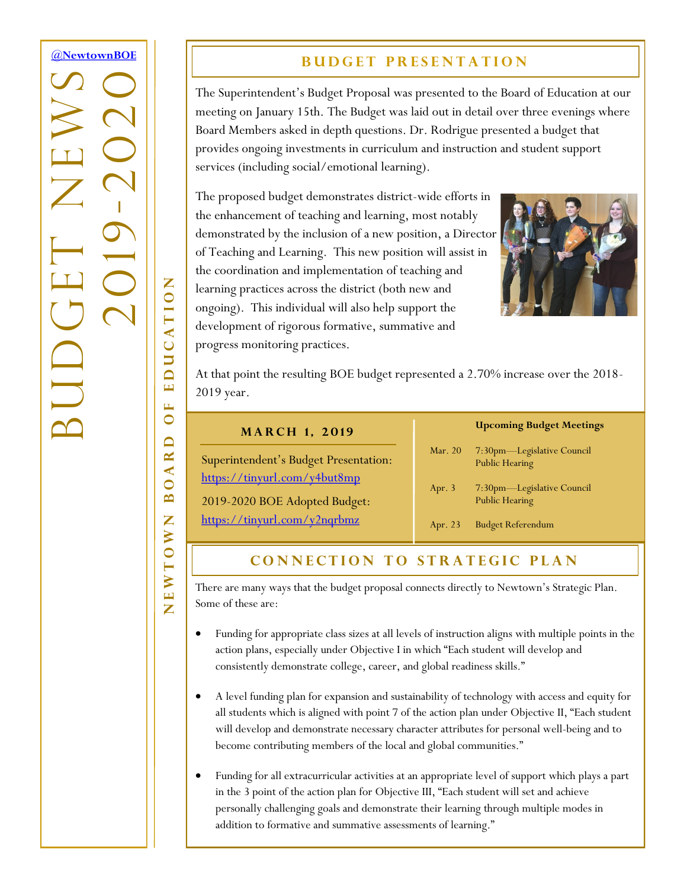@NewtownBOE

# BUDGET NEWS 2019-2020

NEWTOWN BOARD OF EDUCATION

## BUDGET PRESENTATION

The Superintendent's Budget Proposal was presented to the Board of Education at our meeting on January 15th. The Budget was laid out in detail over three evenings where Board Members asked in depth questions. Dr. Rodrigue presented a budget that provides ongoing investments in curriculum and instruction and student support services (including social/emotional learning).

The proposed budget demonstrates district-wide efforts in the enhancement of teaching and learning, most notably demonstrated by the inclusion of a new position, a Director of Teaching and Learning. This new position will assist in the coordination and implementation of teaching and learning practices across the district (both new and ongoing). This individual will also help support the development of rigorous formative, summative and progress monitoring practices.

At that point the resulting BOE budget represented a 2.70% increase over the 2018-2019 year.

### MARCH 1, 2019

Superintendent's Budget Presentation: https://tinyurl.com/y4but8mp

2019-2020 BOE Adopted Budget: https://tinyurl.com/y2nqrbmz

**Upcoming Budget Meetings**

| | |
|---|---|
| Mar. 20 | 7:30pm—Legislative Council Public Hearing |
| Apr. 3 | 7:30pm—Legislative Council Public Hearing |
| Apr. 23 | Budget Referendum |

## CONNECTION TO STRATEGIC PLAN

There are many ways that the budget proposal connects directly to Newtown's Strategic Plan. Some of these are:

- Funding for appropriate class sizes at all levels of instruction aligns with multiple points in the action plans, especially under Objective I in which "Each student will develop and consistently demonstrate college, career, and global readiness skills."
- A level funding plan for expansion and sustainability of technology with access and equity for all students which is aligned with point 7 of the action plan under Objective II, "Each student will develop and demonstrate necessary character attributes for personal well-being and to become contributing members of the local and global communities."
- Funding for all extracurricular activities at an appropriate level of support which plays a part in the 3 point of the action plan for Objective III, "Each student will set and achieve personally challenging goals and demonstrate their learning through multiple modes in addition to formative and summative assessments of learning."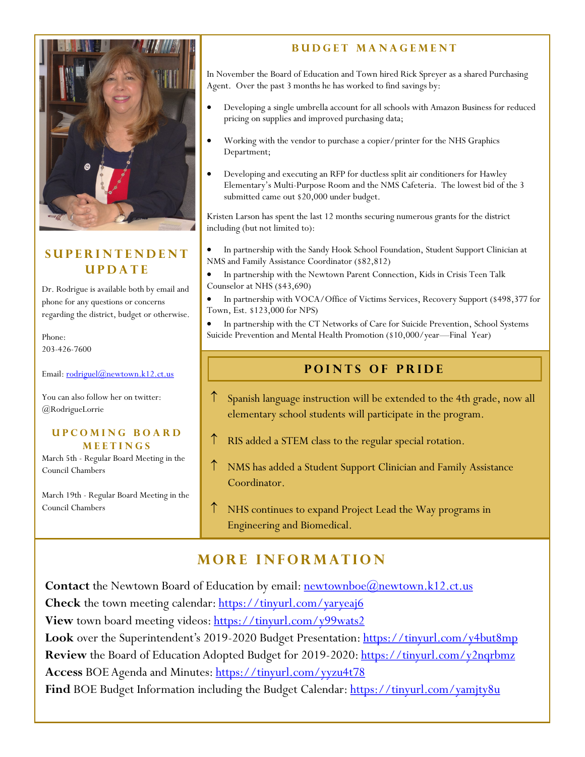## SUPERINTENDENT UPDATE

Dr. Rodrigue is available both by email and phone for any questions or concerns regarding the district, budget or otherwise.

Phone:
203-426-7600

Email: rodriguel@newtown.k12.ct.us

You can also follow her on twitter: @RodrigueLorrie

### UPCOMING BOARD MEETINGS

March 5th - Regular Board Meeting in the Council Chambers

March 19th - Regular Board Meeting in the Council Chambers

## BUDGET MANAGEMENT

In November the Board of Education and Town hired Rick Spreyer as a shared Purchasing Agent. Over the past 3 months he has worked to find savings by:

- Developing a single umbrella account for all schools with Amazon Business for reduced pricing on supplies and improved purchasing data;
- Working with the vendor to purchase a copier/printer for the NHS Graphics Department;
- Developing and executing an RFP for ductless split air conditioners for Hawley Elementary's Multi-Purpose Room and the NMS Cafeteria. The lowest bid of the 3 submitted came out $20,000 under budget.

Kristen Larson has spent the last 12 months securing numerous grants for the district including (but not limited to):

- In partnership with the Sandy Hook School Foundation, Student Support Clinician at NMS and Family Assistance Coordinator ($82,812)
- In partnership with the Newtown Parent Connection, Kids in Crisis Teen Talk Counselor at NHS ($43,690)
- In partnership with VOCA/Office of Victims Services, Recovery Support ($498,377 for Town, Est. $123,000 for NPS)
- In partnership with the CT Networks of Care for Suicide Prevention, School Systems Suicide Prevention and Mental Health Promotion ($10,000/year—Final Year)

## POINTS OF PRIDE

- Spanish language instruction will be extended to the 4th grade, now all elementary school students will participate in the program.
- RIS added a STEM class to the regular special rotation.
- NMS has added a Student Support Clinician and Family Assistance Coordinator.
- NHS continues to expand Project Lead the Way programs in Engineering and Biomedical.

## MORE INFORMATION

**Contact** the Newtown Board of Education by email: newtownboe@newtown.k12.ct.us
**Check** the town meeting calendar: https://tinyurl.com/yaryeaj6
**View** town board meeting videos: https://tinyurl.com/y99wats2
**Look** over the Superintendent's 2019-2020 Budget Presentation: https://tinyurl.com/y4but8mp
**Review** the Board of Education Adopted Budget for 2019-2020: https://tinyurl.com/y2nqrbmz
**Access** BOE Agenda and Minutes: https://tinyurl.com/yyzu4t78
**Find** BOE Budget Information including the Budget Calendar: https://tinyurl.com/yamjty8u